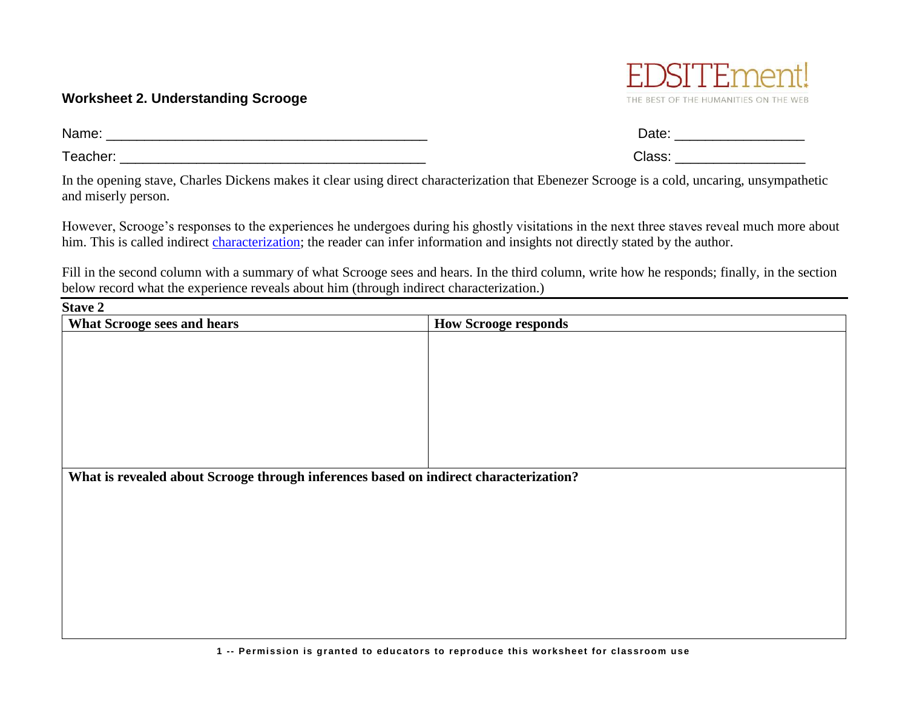**Worksheet 2. Understanding Scrooge**

EDSITEment!
THE BEST OF THE HUMANITIES ON THE WEB

Name: ________________________________________ Date: ________________

Teacher: ______________________________________ Class: ________________

In the opening stave, Charles Dickens makes it clear using direct characterization that Ebenezer Scrooge is a cold, uncaring, unsympathetic and miserly person.

However, Scrooge's responses to the experiences he undergoes during his ghostly visitations in the next three staves reveal much more about him. This is called indirect characterization; the reader can infer information and insights not directly stated by the author.

Fill in the second column with a summary of what Scrooge sees and hears. In the third column, write how he responds; finally, in the section below record what the experience reveals about him (through indirect characterization.)

**Stave 2**

| What Scrooge sees and hears | How Scrooge responds |
| --- | --- |
| | |
| **What is revealed about Scrooge through inferences based on indirect characterization?** | |
| | |

**Permission is granted to educators to reproduce this worksheet for classroom use**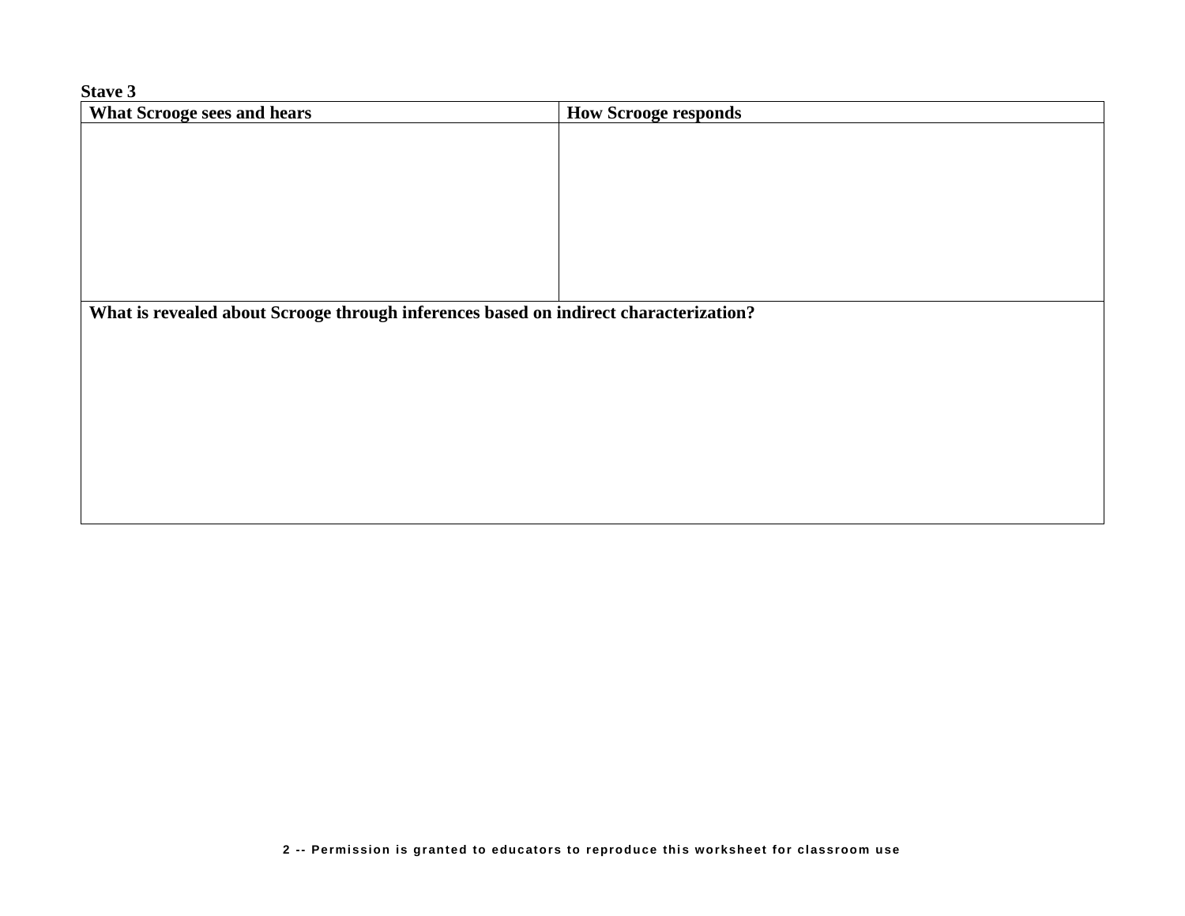**Stave 3**

| What Scrooge sees and hears | How Scrooge responds |
| --- | --- |
| | |
| **What is revealed about Scrooge through inferences based on indirect characterization?** | |
| | |

2 -- Permission is granted to educators to reproduce this worksheet for classroom use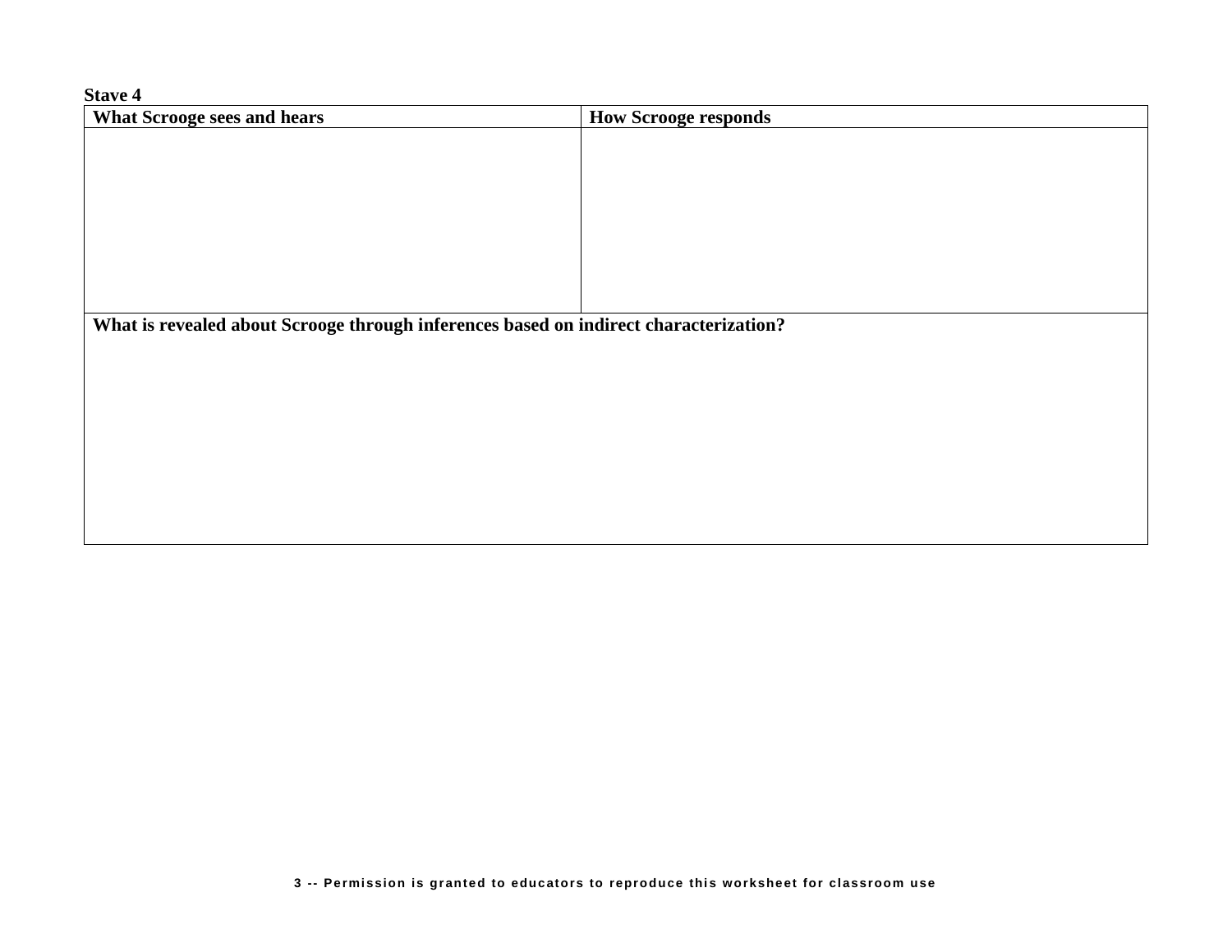**Stave 4**

| What Scrooge sees and hears | How Scrooge responds |
|---|---|
| | |

| What is revealed about Scrooge through inferences based on indirect characterization? |
|---|
| |

**3 -- Permission is granted to educators to reproduce this worksheet for classroom use**